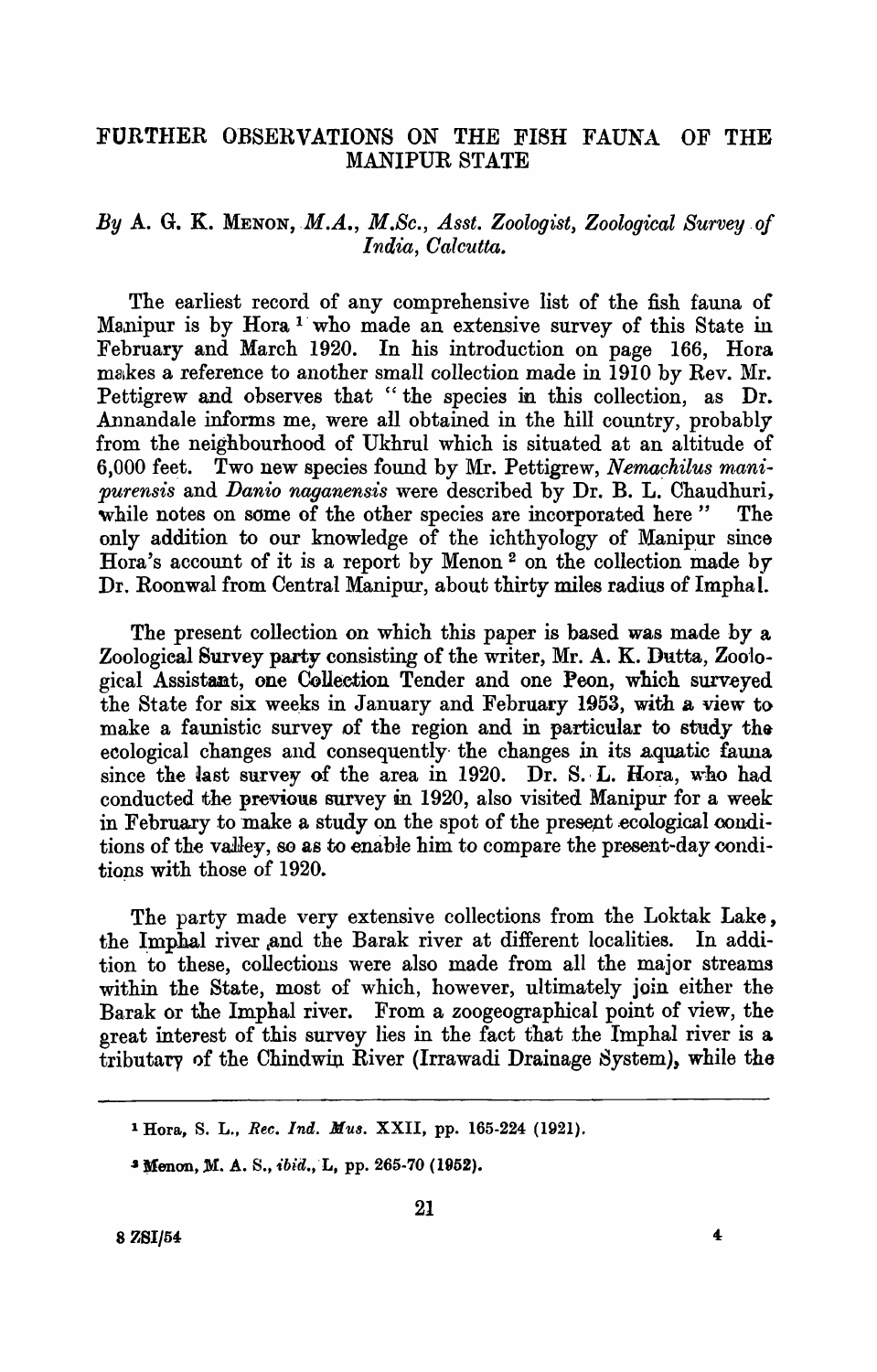# FURTHER OBSERVATIONS ON THE FISH FAUNA OF THE MANIPUR STATE

*By* A. G. K. MENON, *M.A., M.Sc., Asst. Zoologist, Zoological Survey of India, Calcutta.*

The earliest record of any comprehensive list of the fish fauna of Manipur is by Hora [1] who made an extensive survey of this State in February and March 1920. In his introduction on page 166, Hora makes a reference to another small collection made in 1910 by Rev. Mr. Pettigrew and observes that "the species in this collection, as Dr. Annandale informs me, were all obtained in the hill country, probably from the neighbourhood of Ukhrul which is situated at an altitude of 6,000 feet. Two new species found by Mr. Pettigrew, *Nemachilus manipurensis* and *Danio naganensis* were described by Dr. B. L. Chaudhuri, while notes on some of the other species are incorporated here" The only addition to our knowledge of the ichthyology of Manipur since Hora's account of it is a report by Menon [2] on the collection made by Dr. Roonwal from Central Manipur, about thirty miles radius of Imphal.

The present collection on which this paper is based was made by a Zoological Survey party consisting of the writer, Mr. A. K. Dutta, Zoological Assistant, one Collection Tender and one Peon, which surveyed the State for six weeks in January and February 1953, with a view to make a faunistic survey of the region and in particular to study the ecological changes and consequently the changes in its aquatic fauna since the last survey of the area in 1920. Dr. S. L. Hora, who had conducted the previous survey in 1920, also visited Manipur for a week in February to make a study on the spot of the present ecological conditions of the valley, so as to enable him to compare the present-day conditions with those of 1920.

The party made very extensive collections from the Loktak Lake, the Imphal river and the Barak river at different localities. In addition to these, collections were also made from all the major streams within the State, most of which, however, ultimately join either the Barak or the Imphal river. From a zoogeographical point of view, the great interest of this survey lies in the fact that the Imphal river is a tributary of the Chindwin River (Irrawadi Drainage System), while the

---

[1] Hora, S. L., *Rec. Ind. Mus.* XXII, pp. 165-224 (1921).

[2] Menon, M. A. S., *ibid.*, L, pp. 265-70 (1952).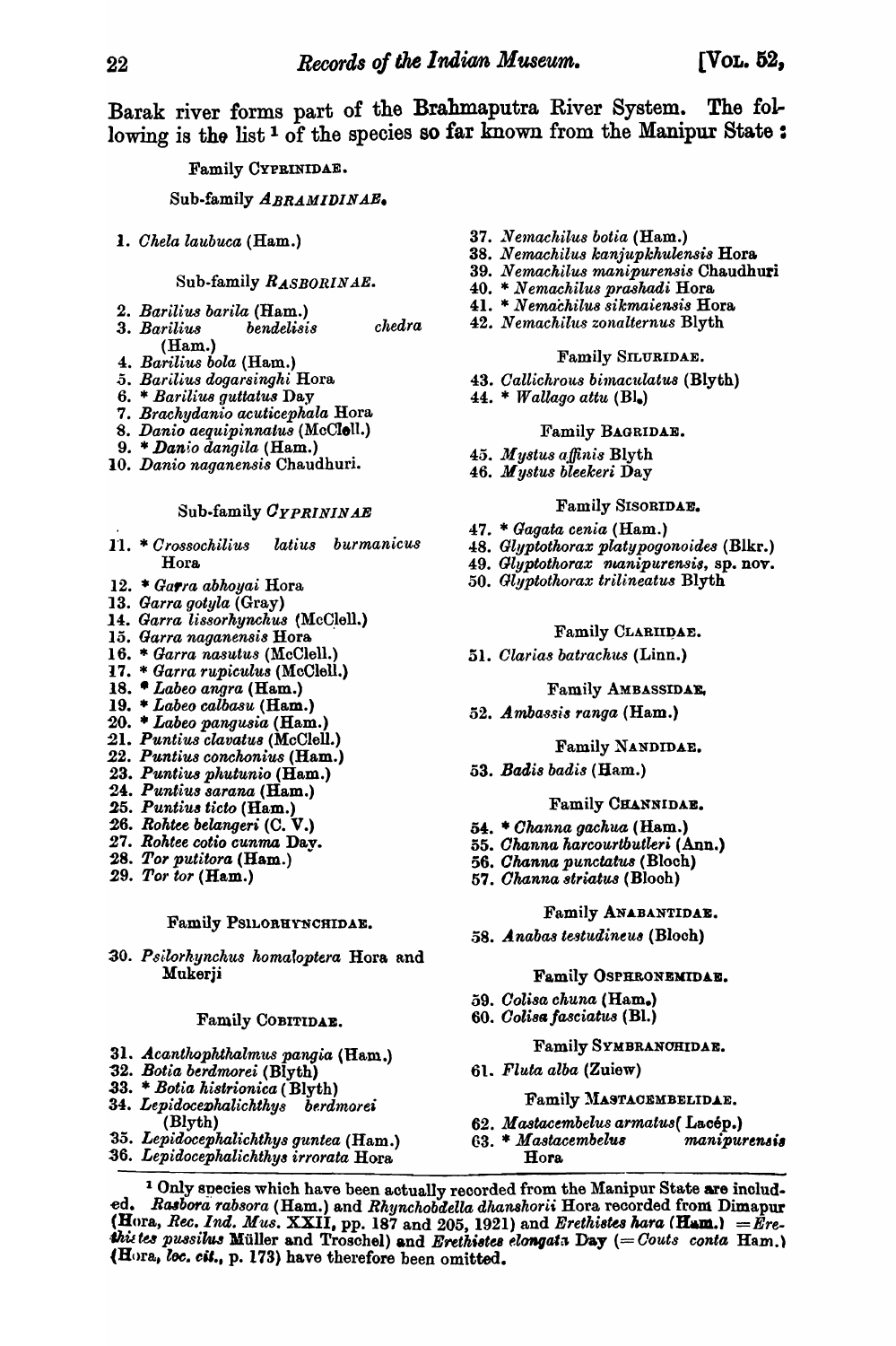Barak river forms part of the Brahmaputra River System. The following is the list[1] of the species so far known from the Manipur State :

Family CYPRINIDAE.

Sub-family *ABRAMIDINAE*.

1. *Chela laubuca* (Ham.)

Sub-family *RASBORINAE*.

2. *Barilius barila* (Ham.)
3. *Barilius bendelisis chedra* (Ham.)
4. *Barilius bola* (Ham.)
5. *Barilius dogarsinghi* Hora
6. * *Barilius guttatus* Day
7. *Brachydanio acuticephala* Hora
8. *Danio aequipinnatus* (McClell.)
9. * *Danio dangila* (Ham.)
10. *Danio naganensis* Chaudhuri.

Sub-family *CYPRININAE*

11. * *Crossochilius latius burmanicus* Hora
12. * *Garra abhoyai* Hora
13. *Garra gotyla* (Gray)
14. *Garra lissorhynchus* (McClell.)
15. *Garra naganensis* Hora
16. * *Garra nasutus* (McClell.)
17. * *Garra rupiculus* (McClell.)
18. * *Labeo angra* (Ham.)
19. * *Labeo calbasu* (Ham.)
20. * *Labeo pangusia* (Ham.)
21. *Puntius clavatus* (McClell.)
22. *Puntius conchonius* (Ham.)
23. *Puntius phutunio* (Ham.)
24. *Puntius sarana* (Ham.)
25. *Puntius ticto* (Ham.)
26. *Rohtee belangeri* (C. V.)
27. *Rohtee cotio cunma* Day.
28. *Tor putitora* (Ham.)
29. *Tor tor* (Ham.)

Family PSILORHYNCHIDAE.

30. *Psilorhynchus homaloptera* Hora and Mukerji

Family COBITIDAE.

31. *Acanthophthalmus pangia* (Ham.)
32. *Botia berdmorei* (Blyth)
33. * *Botia histrionica* (Blyth)
34. *Lepidocephalichthys berdmorei* (Blyth)
35. *Lepidocephalichthys guntea* (Ham.)
36. *Lepidocephalichthys irrorata* Hora
37. *Nemachilus botia* (Ham.)
38. *Nemachilus kanjupkhulensis* Hora
39. *Nemachilus manipurensis* Chaudhuri
40. * *Nemachilus prashadi* Hora
41. * *Nemachilus sikmaiensis* Hora
42. *Nemachilus zonalternus* Blyth

Family SILURIDAE.

43. *Callichrous bimaculatus* (Blyth)
44. * *Wallago attu* (Bl.)

Family BAGRIDAE.

45. *Mystus affinis* Blyth
46. *Mystus bleekeri* Day

Family SISORIDAE.

47. * *Gagata cenia* (Ham.)
48. *Glyptothorax platypogonoides* (Blkr.)
49. *Glyptothorax manipurensis*, sp. nov.
50. *Glyptothorax trilineatus* Blyth

Family CLARIIDAE.

51. *Clarias batrachus* (Linn.)

Family AMBASSIDAE.

52. *Ambassis ranga* (Ham.)

Family NANDIDAE.

53. *Badis badis* (Ham.)

Family CHANNIDAE.

54. * *Channa gachua* (Ham.)
55. *Channa harcourtbutleri* (Ann.)
56. *Channa punctatus* (Bloch)
57. *Channa striatus* (Bloch)

Family ANABANTIDAE.

58. *Anabas testudineus* (Bloch)

Family OSPHRONEMIDAE.

59. *Colisa chuna* (Ham.)
60. *Colisa fasciatus* (Bl.)

Family SYMBRANCHIDAE.

61. *Fluta alba* (Zuiew)

Family MASTACEMBELIDAE.

62. *Mastacembelus armatus* (Lacép.)
63. * *Mastacembelus manipurensis* Hora

[1] Only species which have been actually recorded from the Manipur State are included. *Rasbora rabsora* (Ham.) and *Rhynchobdella dhanshorii* Hora recorded from Dimapur (Hora, *Rec. Ind. Mus.* XXII, pp. 187 and 205, 1921) and *Erethistes hara* (Ham.) = *Erethistes pussilus* Müller and Troschel) and *Erethistes elongata* Day (= *Couts conta* Ham.) (Hora, *loc. cit.*, p. 173) have therefore been omitted.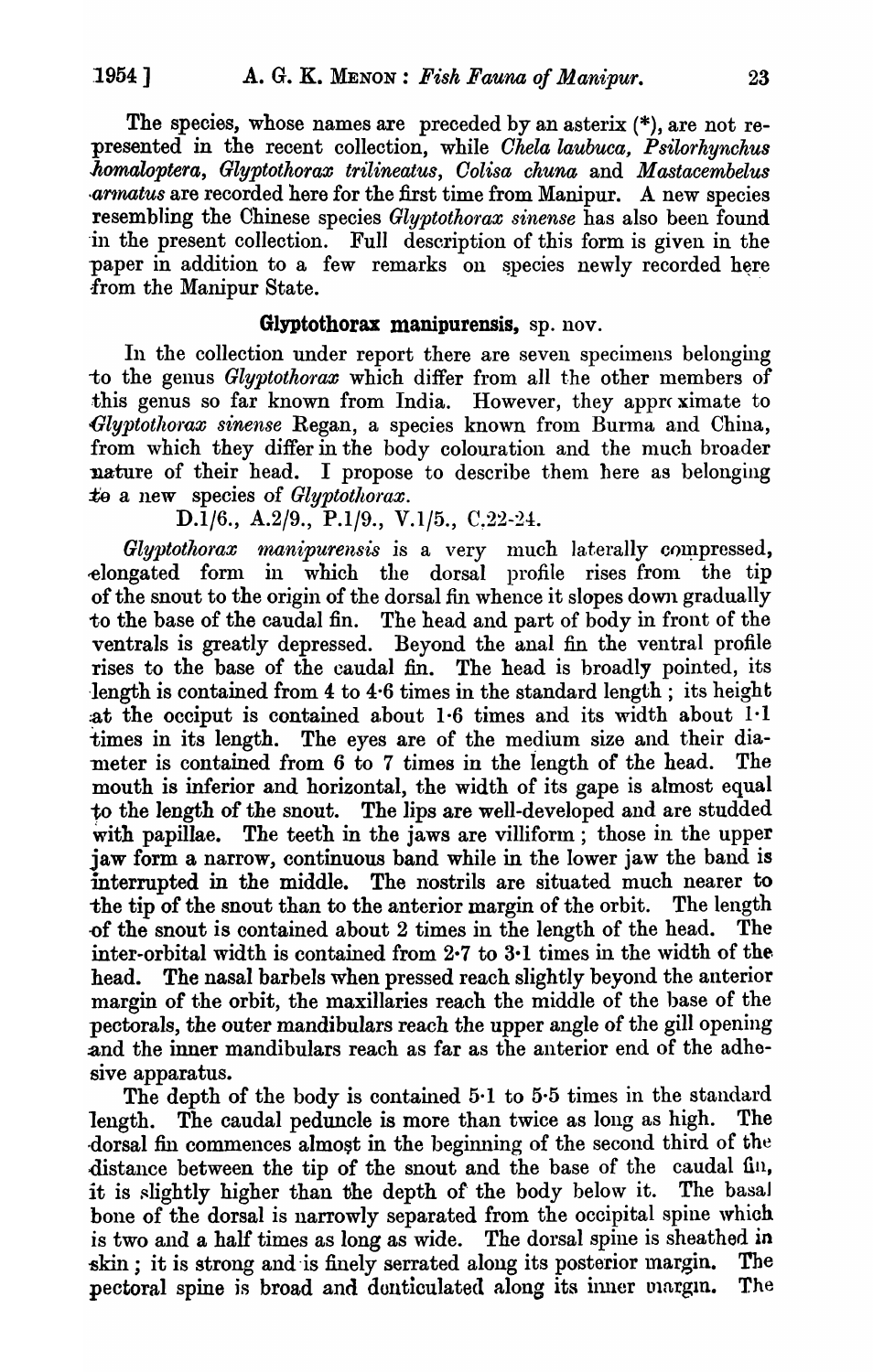The species, whose names are preceded by an asterix (*), are not represented in the recent collection, while *Chela laubuca*, *Psilorhynchus homaloptera*, *Glyptothorax trilineatus*, *Colisa chuna* and *Mastacembelus armatus* are recorded here for the first time from Manipur. A new species resembling the Chinese species *Glyptothorax sinense* has also been found in the present collection. Full description of this form is given in the paper in addition to a few remarks on species newly recorded here from the Manipur State.

### Glyptothorax manipurensis, sp. nov.

In the collection under report there are seven specimens belonging to the genus *Glyptothorax* which differ from all the other members of this genus so far known from India. However, they approximate to *Glyptothorax sinense* Regan, a species known from Burma and China, from which they differ in the body colouration and the much broader nature of their head. I propose to describe them here as belonging to a new species of *Glyptothorax*.

D.1/6., A.2/9., P.1/9., V.1/5., C.22-24.

*Glyptothorax manipurensis* is a very much laterally compressed, elongated form in which the dorsal profile rises from the tip of the snout to the origin of the dorsal fin whence it slopes down gradually to the base of the caudal fin. The head and part of body in front of the ventrals is greatly depressed. Beyond the anal fin the ventral profile rises to the base of the caudal fin. The head is broadly pointed, its length is contained from 4 to 4·6 times in the standard length; its height at the occiput is contained about 1·6 times and its width about 1·1 times in its length. The eyes are of the medium size and their diameter is contained from 6 to 7 times in the length of the head. The mouth is inferior and horizontal, the width of its gape is almost equal to the length of the snout. The lips are well-developed and are studded with papillae. The teeth in the jaws are villiform; those in the upper jaw form a narrow, continuous band while in the lower jaw the band is interrupted in the middle. The nostrils are situated much nearer to the tip of the snout than to the anterior margin of the orbit. The length of the snout is contained about 2 times in the length of the head. The inter-orbital width is contained from 2·7 to 3·1 times in the width of the head. The nasal barbels when pressed reach slightly beyond the anterior margin of the orbit, the maxillaries reach the middle of the base of the pectorals, the outer mandibulars reach the upper angle of the gill opening and the inner mandibulars reach as far as the anterior end of the adhesive apparatus.

The depth of the body is contained 5·1 to 5·5 times in the standard length. The caudal peduncle is more than twice as long as high. The dorsal fin commences almost in the beginning of the second third of the distance between the tip of the snout and the base of the caudal fin, it is slightly higher than the depth of the body below it. The basal bone of the dorsal is narrowly separated from the occipital spine which is two and a half times as long as wide. The dorsal spine is sheathed in skin; it is strong and is finely serrated along its posterior margin. The pectoral spine is broad and denticulated along its inner margin. The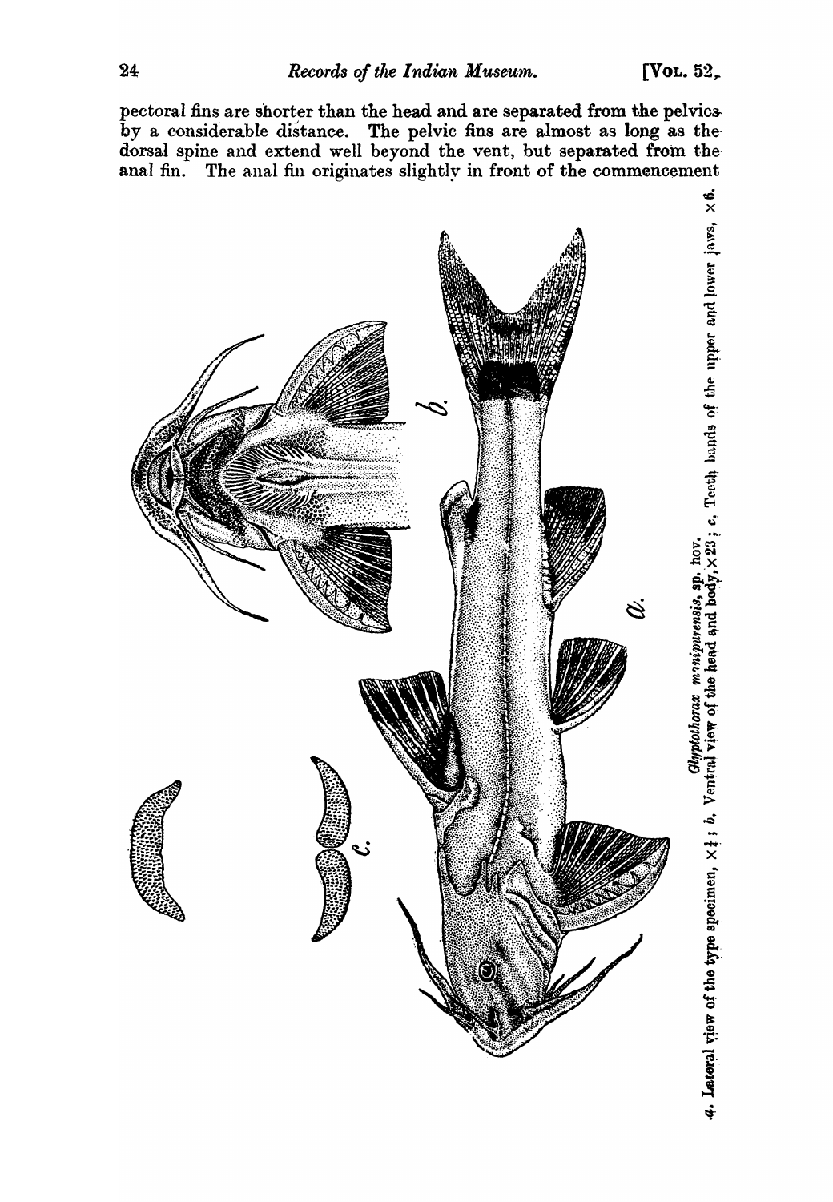pectoral fins are shorter than the head and are separated from the pelvics by a considerable distance. The pelvic fins are almost as long as the dorsal spine and extend well beyond the vent, but separated from the anal fin. The anal fin originates slightly in front of the commencement

*Glyptothorax manipurensis*, sp. nov.
*a*. Lateral view of the type specimen, ×$\frac{1}{4}$; *b*. Ventral view of the head and body, ×2$\frac{1}{3}$; *c*. Teeth bands of the upper and lower jaws, ×6.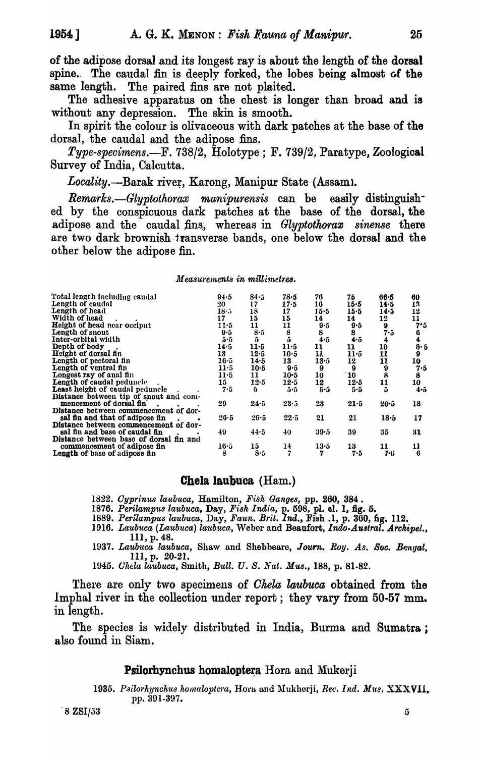of the adipose dorsal and its longest ray is about the length of the dorsal spine. The caudal fin is deeply forked, the lobes being almost of the same length. The paired fins are not plaited.

The adhesive apparatus on the chest is longer than broad and is without any depression. The skin is smooth.

In spirit the colour is olivaceous with dark patches at the base of the dorsal, the caudal and the adipose fins.

*Type-specimens*.—F. 738/2, Holotype; F. 739/2, Paratype, Zoological Survey of India, Calcutta.

*Locality*.—Barak river, Karong, Manipur State (Assam).

*Remarks*.—*Glyptothorax manipurensis* can be easily distinguished by the conspicuous dark patches at the base of the dorsal, the adipose and the caudal fins, whereas in *Glyptothorax sinense* there are two dark brownish transverse bands, one below the dorsal and the other below the adipose fin.

*Measurements in millimetres.*

| | | | | | | | |
|---|---|---|---|---|---|---|---|
| Total length including caudal | 94·5 | 84·5 | 78·5 | 76 | 75 | 66·5 | 60 |
| Length of caudal | 20 | 17 | 17·5 | 16 | 15·5 | 14·5 | 13 |
| Length of head | 18·5 | 18 | 17 | 15·5 | 15·5 | 14·5 | 12 |
| Width of head | 17 | 15 | 15 | 14 | 14 | 12 | 11 |
| Height of head near occiput | 11·5 | 11 | 11 | 9·5 | 9·5 | 9 | 7·5 |
| Length of snout | 9·5 | 8·5 | 8 | 8 | 8 | 7·5 | 6 |
| Inter-orbital width | 5·5 | 5 | 5 | 4·5 | 4·5 | 4 | 4 |
| Depth of body | 14·5 | 11·5 | 11·5 | 11 | 11 | 10 | 8·5 |
| Height of dorsal fin | 13 | 12·5 | 10·5 | 11 | 11·5 | 11 | 9 |
| Length of pectoral fin | 16·5 | 14·5 | 13 | 13·5 | 12 | 11 | 10 |
| Length of ventral fin | 11·5 | 10·5 | 9·5 | 9 | 9 | 9 | 7·5 |
| Longest ray of anal fin | 11·5 | 11 | 10·5 | 10 | 10 | 8 | 8 |
| Length of caudal peduncle | 15 | 12·5 | 12·5 | 12 | 12·5 | 11 | 10 |
| Least height of caudal peduncle | 7·5 | 6 | 5·5 | 5·5 | 5·5 | 5 | 4·5 |
| Distance between tip of snout and commencement of dorsal fin | 29 | 24·5 | 23·5 | 23 | 21·5 | 20·5 | 18 |
| Distance between commencement of dorsal fin and that of adipose fin | 26·5 | 26·5 | 22·5 | 21 | 21 | 18·5 | 17 |
| Distance between commencement of dorsal fin and base of caudal fin | 49 | 44·5 | 40 | 39·5 | 39 | 35 | 31 |
| Distance between base of dorsal fin and commencement of adipose fin | 16·5 | 15 | 14 | 13·5 | 13 | 11 | 11 |
| Length of base of adipose fin | 8 | 8·5 | 7 | 7 | 7·5 | 7·6 | 6 |

## Chela laubuca (Ham.)

1822. *Cyprinus laubuca*, Hamilton, *Fish Ganges*, pp. 260, 384.

1876. *Perilampus laubuca*, Day, *Fish India*, p. 598, pl. cl. 1, fig. 5.

1889. *Perilampus laubuca*, Day, *Faun. Brit. Ind.*, Fish .1, p. 360, fig. 112.

1916. *Laubuca (Laubuca) laubuca*, Weber and Beaufort, *Indo-Austral. Archipel.*, 111, p. 48.

1937. *Laubuca laubuca*, Shaw and Shebbeare, *Journ. Roy. As. Soc. Bengal*, 111, p. 20-21.

1945. *Chela laubuca*, Smith, *Bull. U. S. Nat. Mus.*, 188, p. 81-82.

There are only two specimens of *Chela laubuca* obtained from the Imphal river in the collection under report; they vary from 50-57 mm. in length.

The species is widely distributed in India, Burma and Sumatra; also found in Siam.

## Psilorhynchus homaloptera Hora and Mukerji

1935. *Psilorhynchus homaloptera*, Hora and Mukherji, *Rec. Ind. Mus.* XXXVII, pp. 391-397.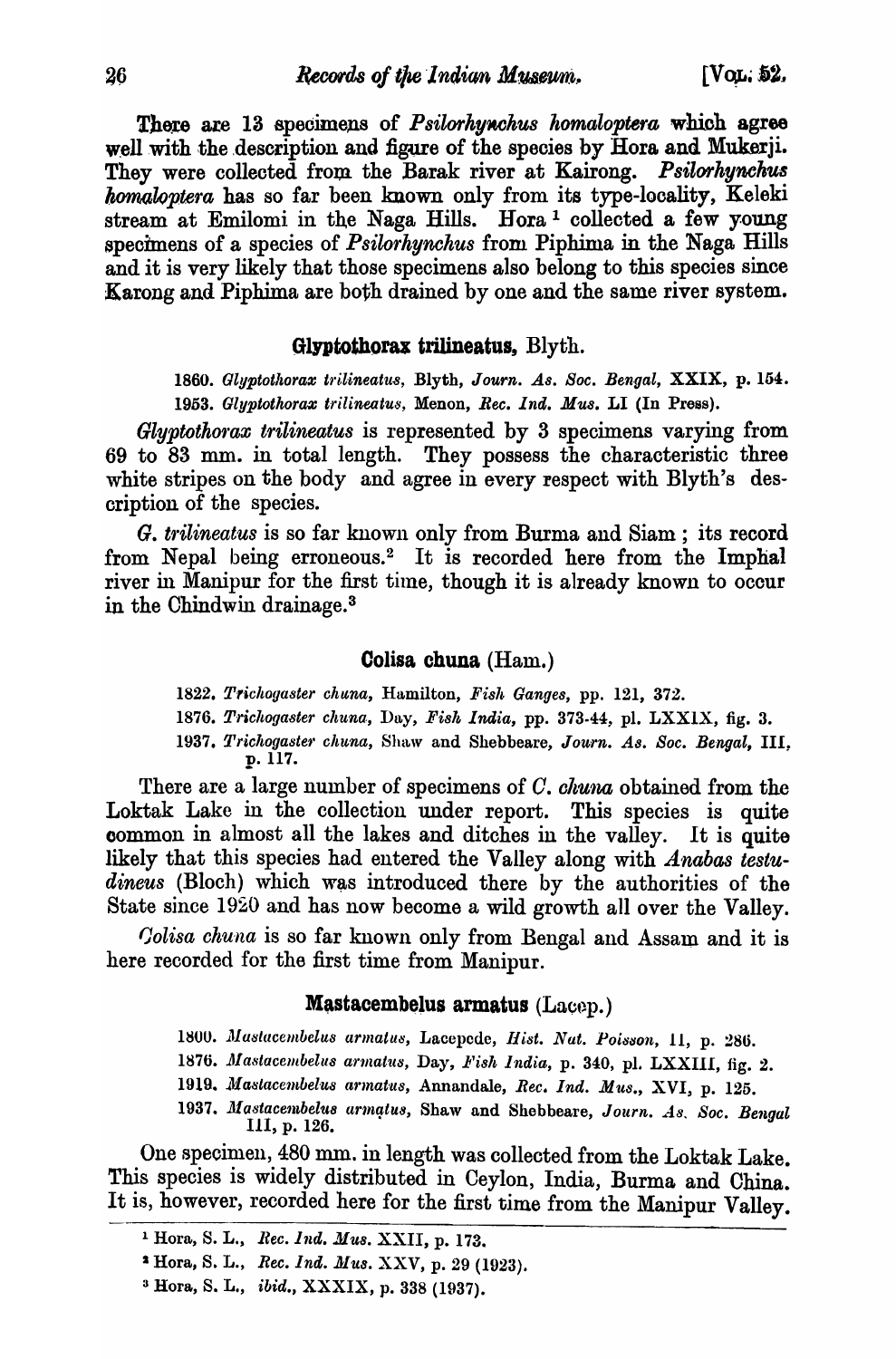There are 13 specimens of *Psilorhynchus homaloptera* which agree well with the description and figure of the species by Hora and Mukerji. They were collected from the Barak river at Kairong. *Psilorhynchus homaloptera* has so far been known only from its type-locality, Keleki stream at Emilomi in the Naga Hills. Hora [1] collected a few young specimens of a species of *Psilorhynchus* from Piphima in the Naga Hills and it is very likely that those specimens also belong to this species since Karong and Piphima are both drained by one and the same river system.

### Glyptothorax trilineatus, Blyth.

1860. *Glyptothorax trilineatus*, Blyth, *Journ. As. Soc. Bengal*, XXIX, p. 154.
1953. *Glyptothorax trilineatus*, Menon, *Rec. Ind. Mus.* LI (In Press).

*Glyptothorax trilineatus* is represented by 3 specimens varying from 69 to 83 mm. in total length. They possess the characteristic three white stripes on the body and agree in every respect with Blyth's description of the species.

*G. trilineatus* is so far known only from Burma and Siam ; its record from Nepal being erroneous.[2] It is recorded here from the Imphal river in Manipur for the first time, though it is already known to occur in the Chindwin drainage.[3]

### Colisa chuna (Ham.)

1822. *Trichogaster chuna*, Hamilton, *Fish Ganges*, pp. 121, 372.
1876. *Trichogaster chuna*, Day, *Fish India*, pp. 373-44, pl. LXXIX, fig. 3.
1937. *Trichogaster chuna*, Shaw and Shebbeare, *Journ. As. Soc. Bengal*, III, p. 117.

There are a large number of specimens of *C. chuna* obtained from the Loktak Lake in the collection under report. This species is quite common in almost all the lakes and ditches in the valley. It is quite likely that this species had entered the Valley along with *Anabas testudineus* (Bloch) which was introduced there by the authorities of the State since 1920 and has now become a wild growth all over the Valley.

*Colisa chuna* is so far known only from Bengal and Assam and it is here recorded for the first time from Manipur.

### Mastacembelus armatus (Lacep.)

1800. *Mastacembelus armatus*, Lacepede, *Hist. Nat. Poisson*, 11, p. 286.
1876. *Mastacembelus armatus*, Day, *Fish India*, p. 340, pl. LXXIII, fig. 2.
1919. *Mastacembelus armatus*, Annandale, *Rec. Ind. Mus.*, XVI, p. 125.
1937. *Mastacembelus armatus*, Shaw and Shebbeare, *Journ. As. Soc. Bengal* III, p. 126.

One specimen, 480 mm. in length was collected from the Loktak Lake. This species is widely distributed in Ceylon, India, Burma and China. It is, however, recorded here for the first time from the Manipur Valley.

---

[1] Hora, S. L., *Rec. Ind. Mus.* XXII, p. 173.

[2] Hora, S. L., *Rec. Ind. Mus.* XXV, p. 29 (1923).

[3] Hora, S. L., *ibid.*, XXXIX, p. 338 (1937).